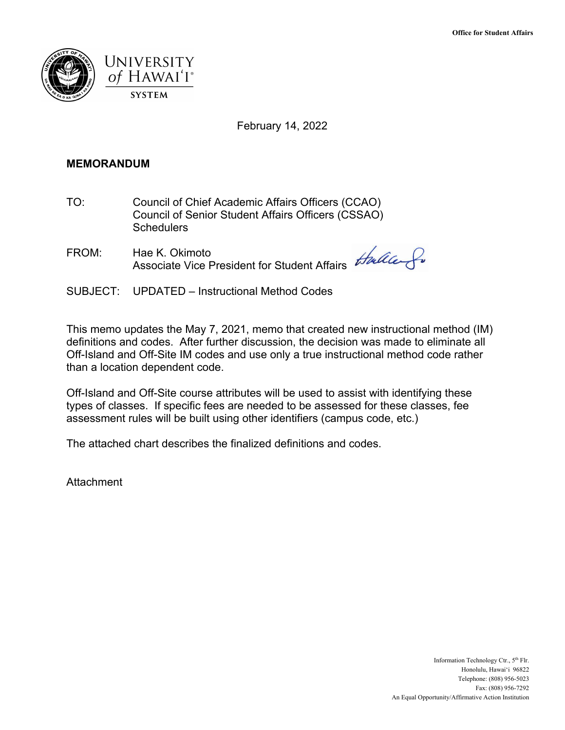Office for Student Affairs

UNIVERSITY *of* HAWAIʻI®
SYSTEM

February 14, 2022

**MEMORANDUM**

TO: Council of Chief Academic Affairs Officers (CCAO)
Council of Senior Student Affairs Officers (CSSAO)
Schedulers

FROM: Hae K. Okimoto
Associate Vice President for Student Affairs

SUBJECT: UPDATED – Instructional Method Codes

This memo updates the May 7, 2021, memo that created new instructional method (IM) definitions and codes. After further discussion, the decision was made to eliminate all Off-Island and Off-Site IM codes and use only a true instructional method code rather than a location dependent code.

Off-Island and Off-Site course attributes will be used to assist with identifying these types of classes. If specific fees are needed to be assessed for these classes, fee assessment rules will be built using other identifiers (campus code, etc.)

The attached chart describes the finalized definitions and codes.

Attachment

Information Technology Ctr., 5th Flr.
Honolulu, Hawaiʻi 96822
Telephone: (808) 956-5023
Fax: (808) 956-7292
An Equal Opportunity/Affirmative Action Institution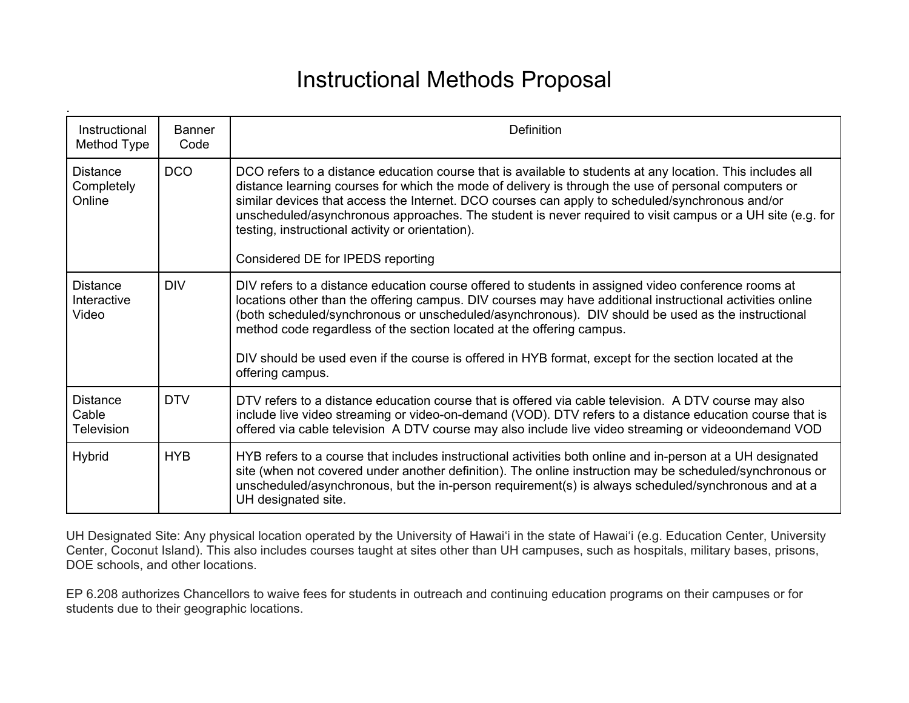# Instructional Methods Proposal

.

| Instructional Method Type | Banner Code | Definition |
|---|---|---|
| Distance Completely Online | DCO | DCO refers to a distance education course that is available to students at any location. This includes all distance learning courses for which the mode of delivery is through the use of personal computers or similar devices that access the Internet. DCO courses can apply to scheduled/synchronous and/or unscheduled/asynchronous approaches. The student is never required to visit campus or a UH site (e.g. for testing, instructional activity or orientation).<br><br>Considered DE for IPEDS reporting |
| Distance Interactive Video | DIV | DIV refers to a distance education course offered to students in assigned video conference rooms at locations other than the offering campus. DIV courses may have additional instructional activities online (both scheduled/synchronous or unscheduled/asynchronous). DIV should be used as the instructional method code regardless of the section located at the offering campus.<br><br>DIV should be used even if the course is offered in HYB format, except for the section located at the offering campus. |
| Distance Cable Television | DTV | DTV refers to a distance education course that is offered via cable television. A DTV course may also include live video streaming or video-on-demand (VOD). DTV refers to a distance education course that is offered via cable television A DTV course may also include live video streaming or videoondemand VOD |
| Hybrid | HYB | HYB refers to a course that includes instructional activities both online and in-person at a UH designated site (when not covered under another definition). The online instruction may be scheduled/synchronous or unscheduled/asynchronous, but the in-person requirement(s) is always scheduled/synchronous and at a UH designated site. |

UH Designated Site: Any physical location operated by the University of Hawaiʻi in the state of Hawaiʻi (e.g. Education Center, University Center, Coconut Island). This also includes courses taught at sites other than UH campuses, such as hospitals, military bases, prisons, DOE schools, and other locations.

EP 6.208 authorizes Chancellors to waive fees for students in outreach and continuing education programs on their campuses or for students due to their geographic locations.